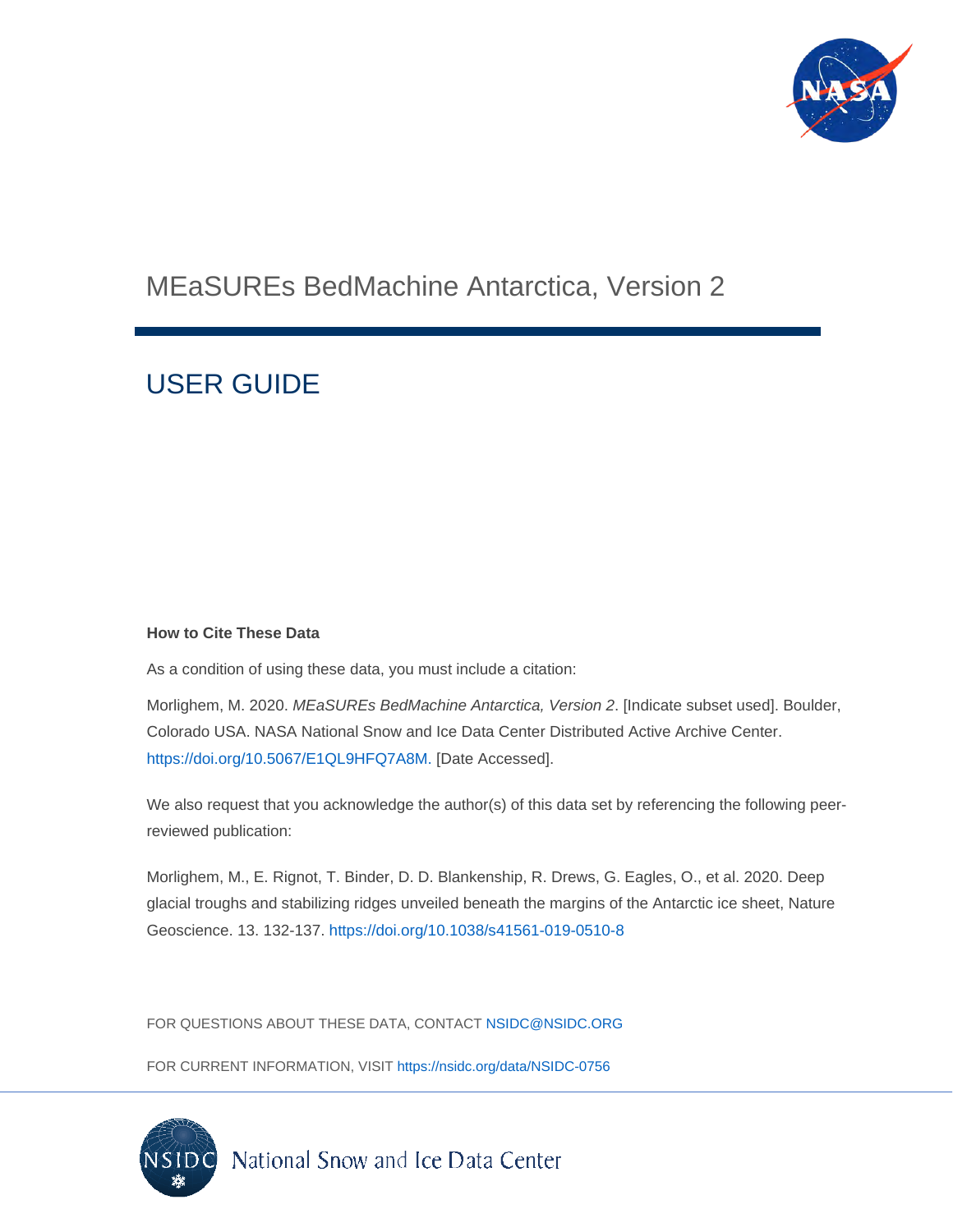# MEaSUREs BedMachine Antarctica, Version 2

## USER GUIDE

**How to Cite These Data**

As a condition of using these data, you must include a citation:

Morlighem, M. 2020. *MEaSUREs BedMachine Antarctica, Version 2*. [Indicate subset used]. Boulder, Colorado USA. NASA National Snow and Ice Data Center Distributed Active Archive Center. https://doi.org/10.5067/E1QL9HFQ7A8M. [Date Accessed].

We also request that you acknowledge the author(s) of this data set by referencing the following peer-reviewed publication:

Morlighem, M., E. Rignot, T. Binder, D. D. Blankenship, R. Drews, G. Eagles, O., et al. 2020. Deep glacial troughs and stabilizing ridges unveiled beneath the margins of the Antarctic ice sheet, Nature Geoscience. 13. 132-137. https://doi.org/10.1038/s41561-019-0510-8

FOR QUESTIONS ABOUT THESE DATA, CONTACT NSIDC@NSIDC.ORG

FOR CURRENT INFORMATION, VISIT https://nsidc.org/data/NSIDC-0756

National Snow and Ice Data Center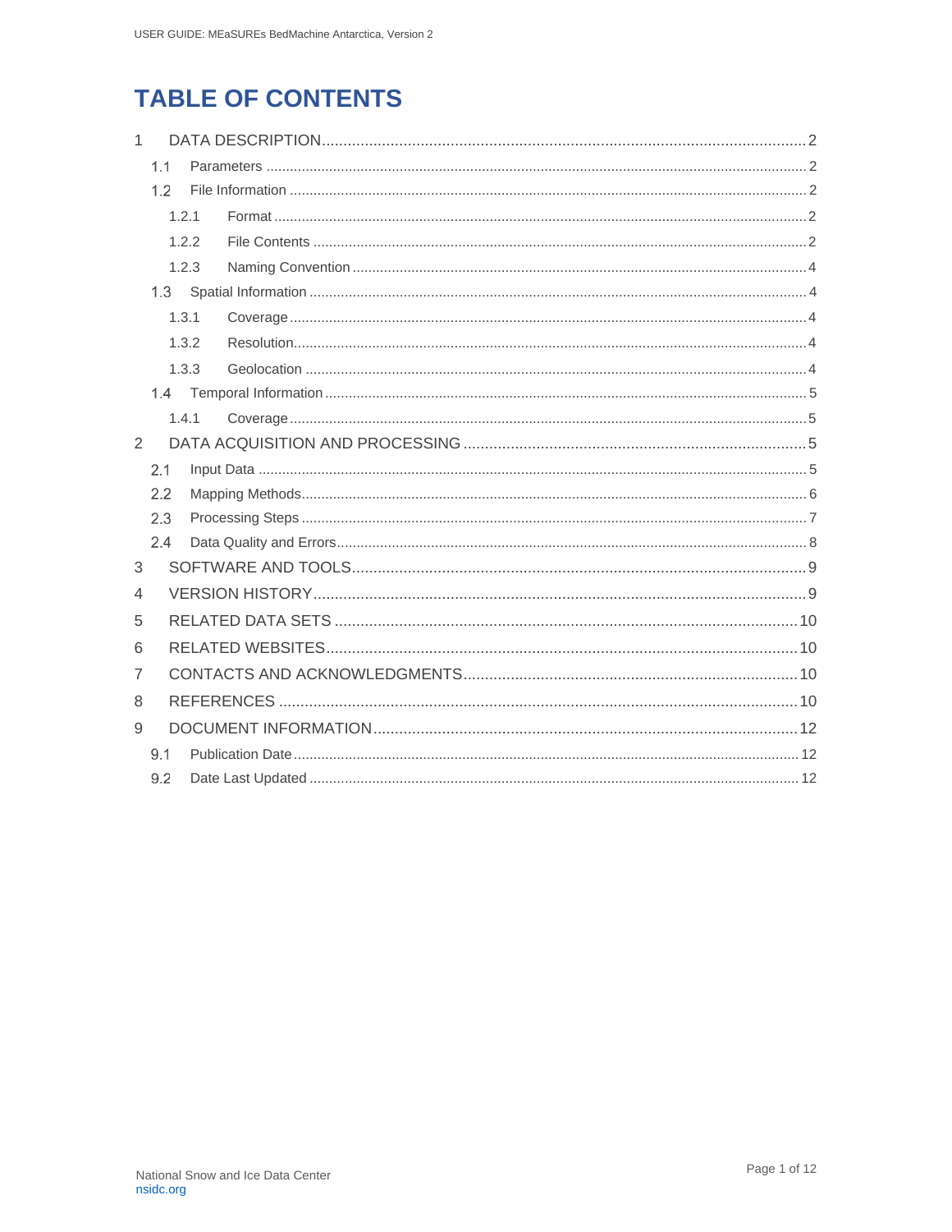# TABLE OF CONTENTS

1 DATA DESCRIPTION ........ 2
- 1.1 Parameters ........ 2
- 1.2 File Information ........ 2
  - 1.2.1 Format ........ 2
  - 1.2.2 File Contents ........ 2
  - 1.2.3 Naming Convention ........ 4
- 1.3 Spatial Information ........ 4
  - 1.3.1 Coverage ........ 4
  - 1.3.2 Resolution ........ 4
  - 1.3.3 Geolocation ........ 4
- 1.4 Temporal Information ........ 5
  - 1.4.1 Coverage ........ 5

2 DATA ACQUISITION AND PROCESSING ........ 5
- 2.1 Input Data ........ 5
- 2.2 Mapping Methods ........ 6
- 2.3 Processing Steps ........ 7
- 2.4 Data Quality and Errors ........ 8

3 SOFTWARE AND TOOLS ........ 9

4 VERSION HISTORY ........ 9

5 RELATED DATA SETS ........ 10

6 RELATED WEBSITES ........ 10

7 CONTACTS AND ACKNOWLEDGMENTS ........ 10

8 REFERENCES ........ 10

9 DOCUMENT INFORMATION ........ 12
- 9.1 Publication Date ........ 12
- 9.2 Date Last Updated ........ 12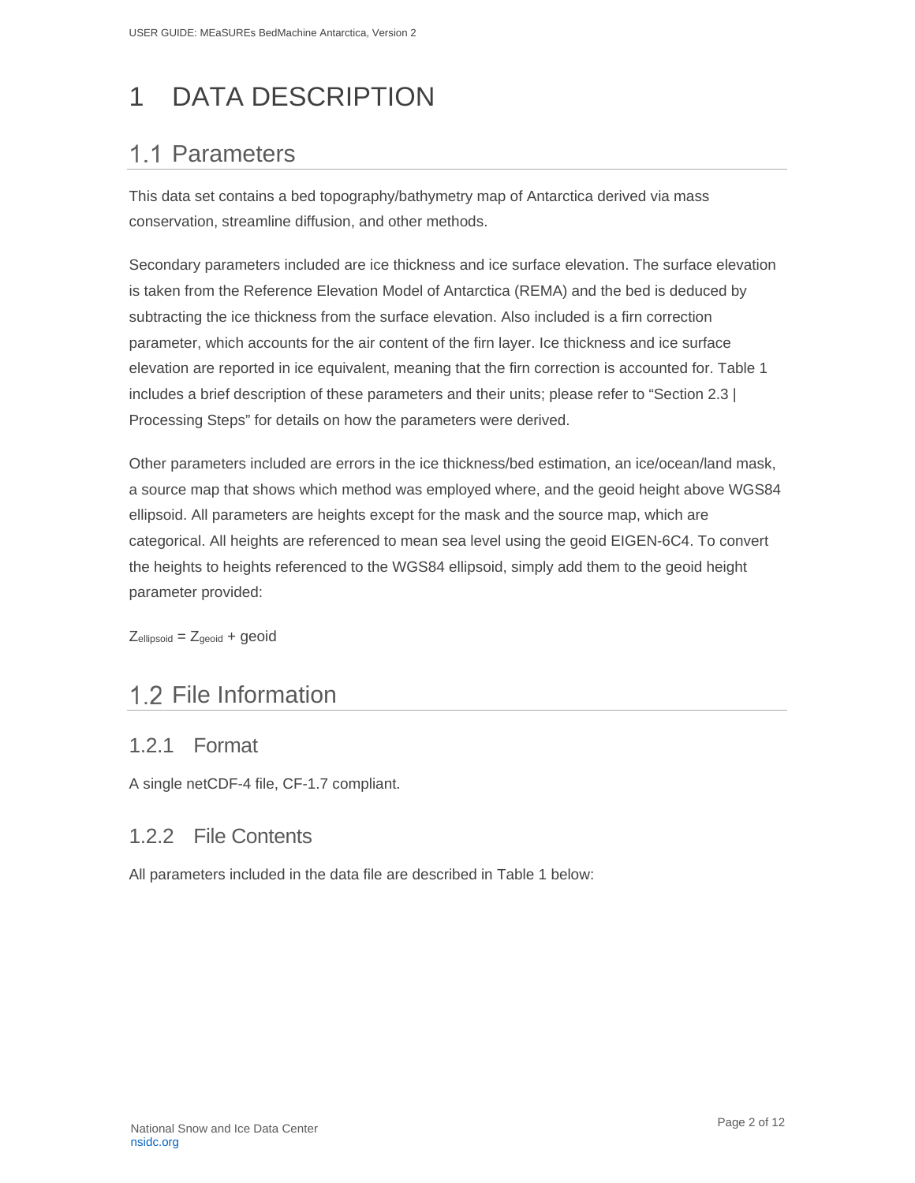# 1 DATA DESCRIPTION

## 1.1 Parameters

This data set contains a bed topography/bathymetry map of Antarctica derived via mass conservation, streamline diffusion, and other methods.

Secondary parameters included are ice thickness and ice surface elevation. The surface elevation is taken from the Reference Elevation Model of Antarctica (REMA) and the bed is deduced by subtracting the ice thickness from the surface elevation. Also included is a firn correction parameter, which accounts for the air content of the firn layer. Ice thickness and ice surface elevation are reported in ice equivalent, meaning that the firn correction is accounted for. Table 1 includes a brief description of these parameters and their units; please refer to "Section 2.3 | Processing Steps" for details on how the parameters were derived.

Other parameters included are errors in the ice thickness/bed estimation, an ice/ocean/land mask, a source map that shows which method was employed where, and the geoid height above WGS84 ellipsoid. All parameters are heights except for the mask and the source map, which are categorical. All heights are referenced to mean sea level using the geoid EIGEN-6C4. To convert the heights to heights referenced to the WGS84 ellipsoid, simply add them to the geoid height parameter provided:

$$Z_{ellipsoid} = Z_{geoid} + \text{geoid}$$

## 1.2 File Information

### 1.2.1 Format

A single netCDF-4 file, CF-1.7 compliant.

### 1.2.2 File Contents

All parameters included in the data file are described in Table 1 below: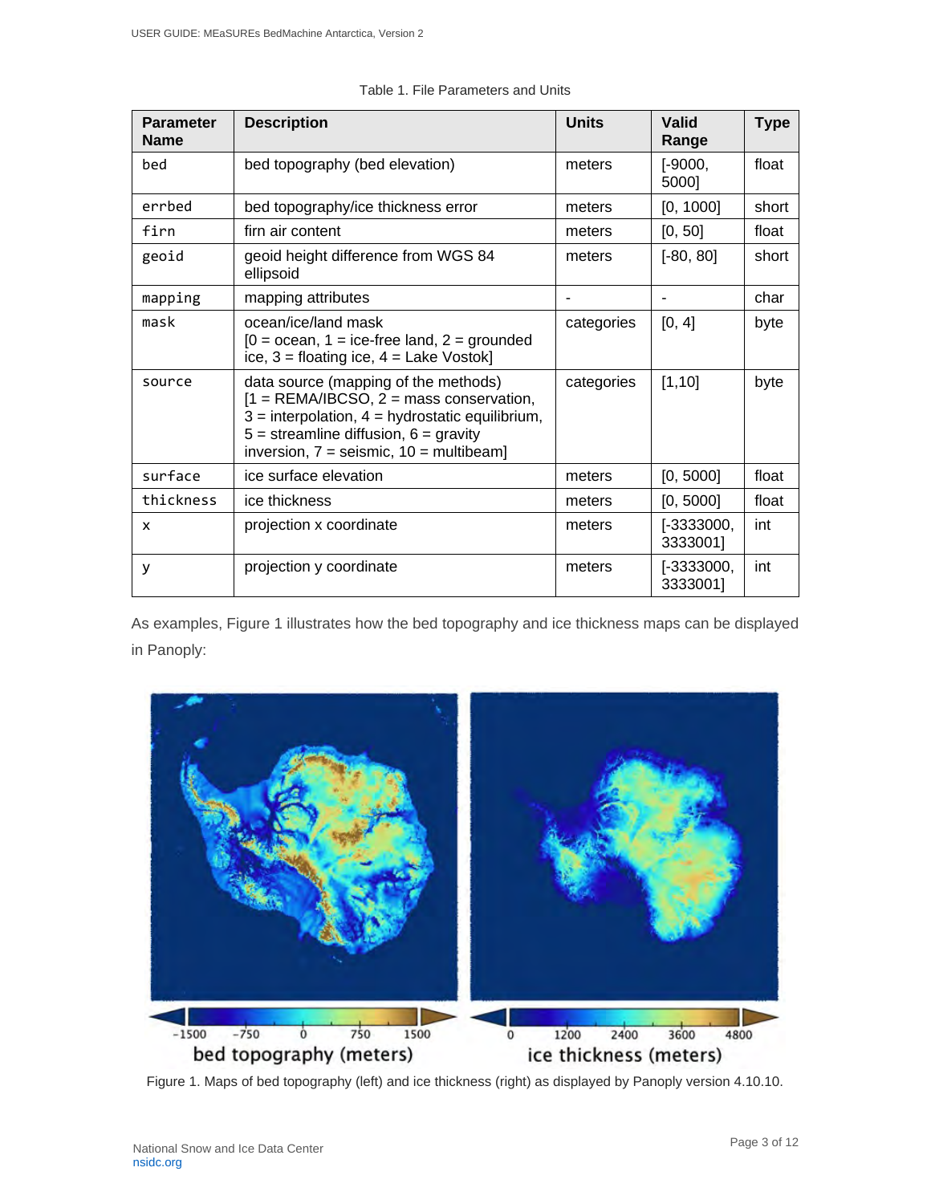Table 1. File Parameters and Units

| Parameter Name | Description | Units | Valid Range | Type |
|---|---|---|---|---|
| bed | bed topography (bed elevation) | meters | [-9000, 5000] | float |
| errbed | bed topography/ice thickness error | meters | [0, 1000] | short |
| firn | firn air content | meters | [0, 50] | float |
| geoid | geoid height difference from WGS 84 ellipsoid | meters | [-80, 80] | short |
| mapping | mapping attributes | - | - | char |
| mask | ocean/ice/land mask [0 = ocean, 1 = ice-free land, 2 = grounded ice, 3 = floating ice, 4 = Lake Vostok] | categories | [0, 4] | byte |
| source | data source (mapping of the methods) [1 = REMA/IBCSO, 2 = mass conservation, 3 = interpolation, 4 = hydrostatic equilibrium, 5 = streamline diffusion, 6 = gravity inversion, 7 = seismic, 10 = multibeam] | categories | [1,10] | byte |
| surface | ice surface elevation | meters | [0, 5000] | float |
| thickness | ice thickness | meters | [0, 5000] | float |
| x | projection x coordinate | meters | [-3333000, 3333001] | int |
| y | projection y coordinate | meters | [-3333000, 3333001] | int |

As examples, Figure 1 illustrates how the bed topography and ice thickness maps can be displayed in Panoply:

Figure 1. Maps of bed topography (left) and ice thickness (right) as displayed by Panoply version 4.10.10.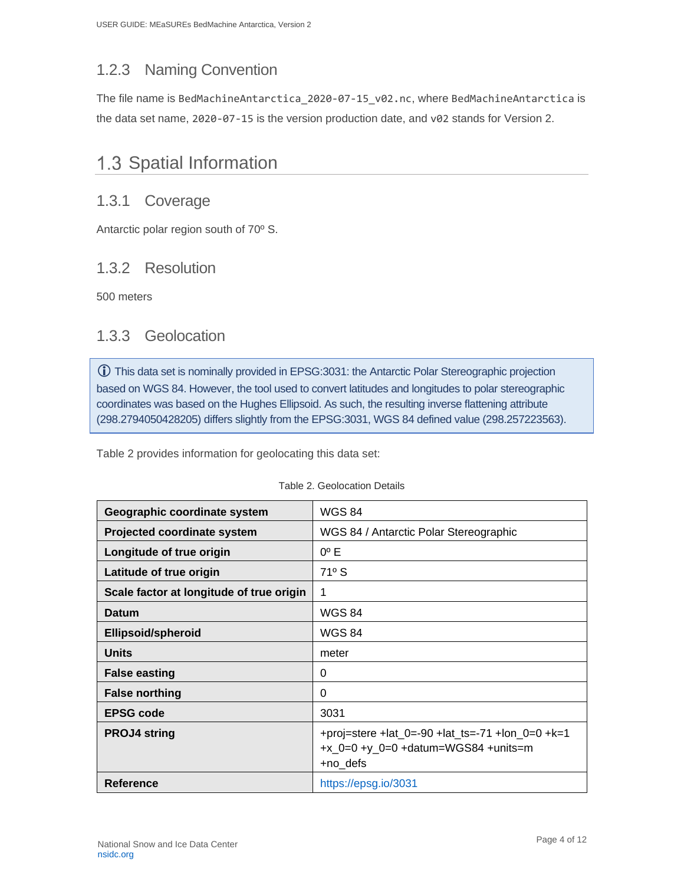### 1.2.3 Naming Convention

The file name is `BedMachineAntarctica_2020-07-15_v02.nc`, where `BedMachineAntarctica` is the data set name, `2020-07-15` is the version production date, and `v02` stands for Version 2.

## 1.3 Spatial Information

### 1.3.1 Coverage

Antarctic polar region south of 70º S.

### 1.3.2 Resolution

500 meters

### 1.3.3 Geolocation

> ⓘ This data set is nominally provided in EPSG:3031: the Antarctic Polar Stereographic projection based on WGS 84. However, the tool used to convert latitudes and longitudes to polar stereographic coordinates was based on the Hughes Ellipsoid. As such, the resulting inverse flattening attribute (298.2794050428205) differs slightly from the EPSG:3031, WGS 84 defined value (298.257223563).

Table 2 provides information for geolocating this data set:

Table 2. Geolocation Details

| | |
|---|---|
| **Geographic coordinate system** | WGS 84 |
| **Projected coordinate system** | WGS 84 / Antarctic Polar Stereographic |
| **Longitude of true origin** | 0º E |
| **Latitude of true origin** | 71º S |
| **Scale factor at longitude of true origin** | 1 |
| **Datum** | WGS 84 |
| **Ellipsoid/spheroid** | WGS 84 |
| **Units** | meter |
| **False easting** | 0 |
| **False northing** | 0 |
| **EPSG code** | 3031 |
| **PROJ4 string** | +proj=stere +lat_0=-90 +lat_ts=-71 +lon_0=0 +k=1 +x_0=0 +y_0=0 +datum=WGS84 +units=m +no_defs |
| **Reference** | https://epsg.io/3031 |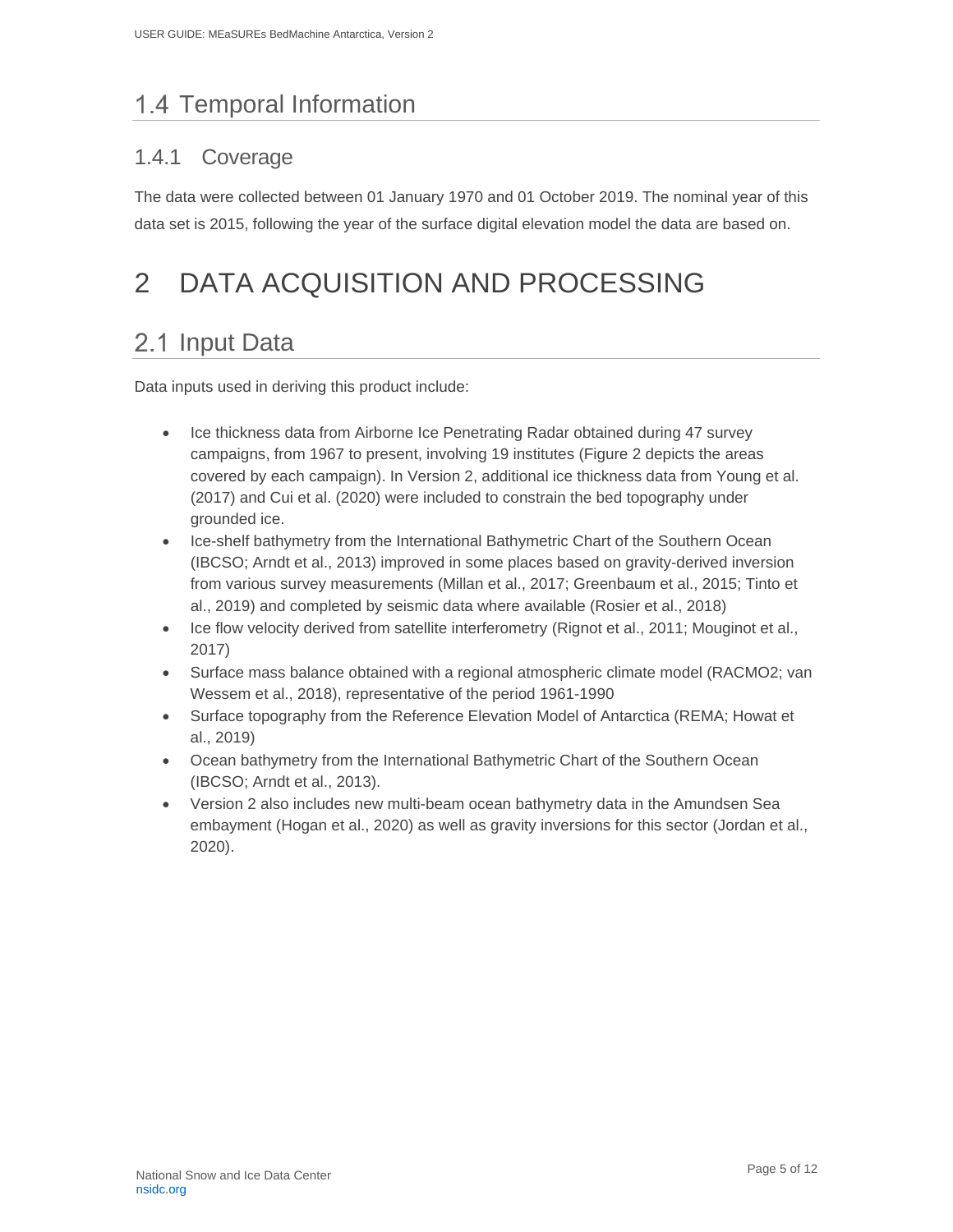## 1.4 Temporal Information

### 1.4.1 Coverage

The data were collected between 01 January 1970 and 01 October 2019. The nominal year of this data set is 2015, following the year of the surface digital elevation model the data are based on.

# 2 DATA ACQUISITION AND PROCESSING

## 2.1 Input Data

Data inputs used in deriving this product include:

- Ice thickness data from Airborne Ice Penetrating Radar obtained during 47 survey campaigns, from 1967 to present, involving 19 institutes (Figure 2 depicts the areas covered by each campaign). In Version 2, additional ice thickness data from Young et al. (2017) and Cui et al. (2020) were included to constrain the bed topography under grounded ice.
- Ice-shelf bathymetry from the International Bathymetric Chart of the Southern Ocean (IBCSO; Arndt et al., 2013) improved in some places based on gravity-derived inversion from various survey measurements (Millan et al., 2017; Greenbaum et al., 2015; Tinto et al., 2019) and completed by seismic data where available (Rosier et al., 2018)
- Ice flow velocity derived from satellite interferometry (Rignot et al., 2011; Mouginot et al., 2017)
- Surface mass balance obtained with a regional atmospheric climate model (RACMO2; van Wessem et al., 2018), representative of the period 1961-1990
- Surface topography from the Reference Elevation Model of Antarctica (REMA; Howat et al., 2019)
- Ocean bathymetry from the International Bathymetric Chart of the Southern Ocean (IBCSO; Arndt et al., 2013).
- Version 2 also includes new multi-beam ocean bathymetry data in the Amundsen Sea embayment (Hogan et al., 2020) as well as gravity inversions for this sector (Jordan et al., 2020).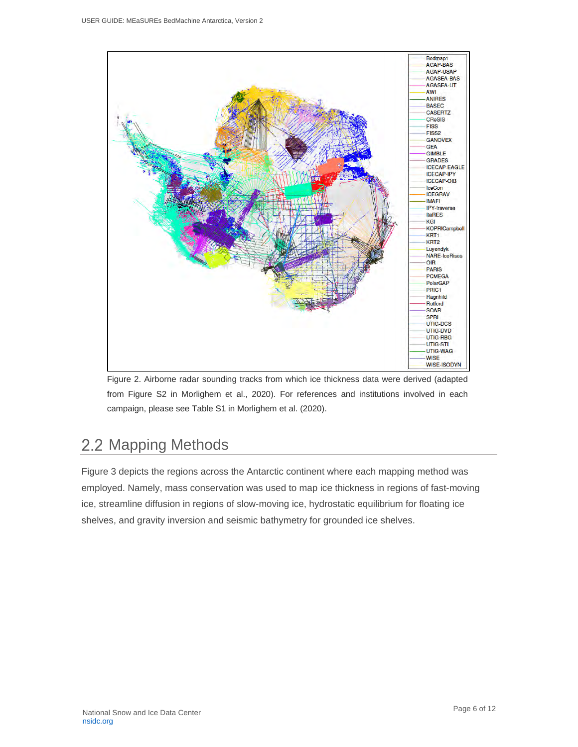Figure 2. Airborne radar sounding tracks from which ice thickness data were derived (adapted from Figure S2 in Morlighem et al., 2020). For references and institutions involved in each campaign, please see Table S1 in Morlighem et al. (2020).

## 2.2 Mapping Methods

Figure 3 depicts the regions across the Antarctic continent where each mapping method was employed. Namely, mass conservation was used to map ice thickness in regions of fast-moving ice, streamline diffusion in regions of slow-moving ice, hydrostatic equilibrium for floating ice shelves, and gravity inversion and seismic bathymetry for grounded ice shelves.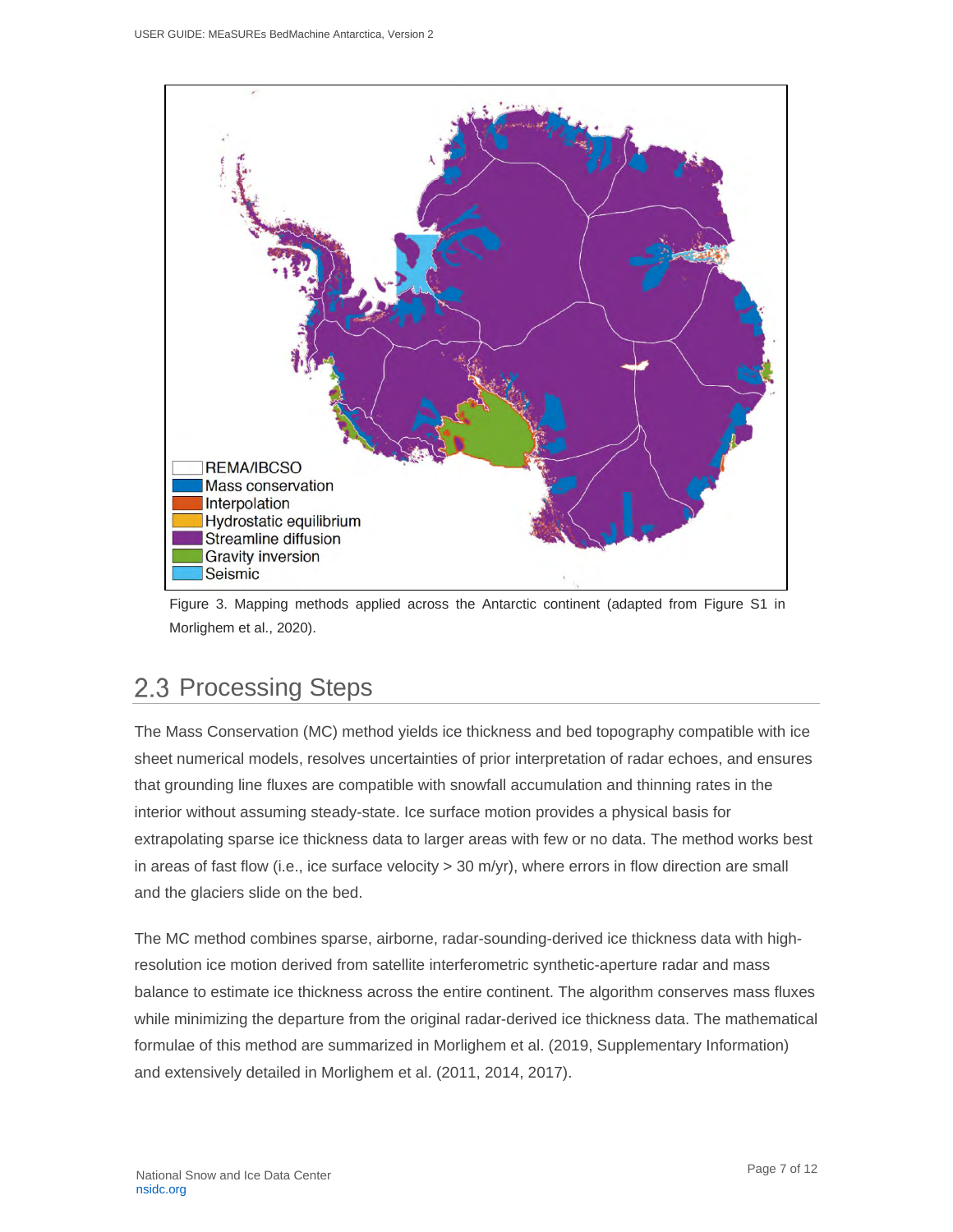Figure 3. Mapping methods applied across the Antarctic continent (adapted from Figure S1 in Morlighem et al., 2020).

## 2.3 Processing Steps

The Mass Conservation (MC) method yields ice thickness and bed topography compatible with ice sheet numerical models, resolves uncertainties of prior interpretation of radar echoes, and ensures that grounding line fluxes are compatible with snowfall accumulation and thinning rates in the interior without assuming steady-state. Ice surface motion provides a physical basis for extrapolating sparse ice thickness data to larger areas with few or no data. The method works best in areas of fast flow (i.e., ice surface velocity > 30 m/yr), where errors in flow direction are small and the glaciers slide on the bed.

The MC method combines sparse, airborne, radar-sounding-derived ice thickness data with high-resolution ice motion derived from satellite interferometric synthetic-aperture radar and mass balance to estimate ice thickness across the entire continent. The algorithm conserves mass fluxes while minimizing the departure from the original radar-derived ice thickness data. The mathematical formulae of this method are summarized in Morlighem et al. (2019, Supplementary Information) and extensively detailed in Morlighem et al. (2011, 2014, 2017).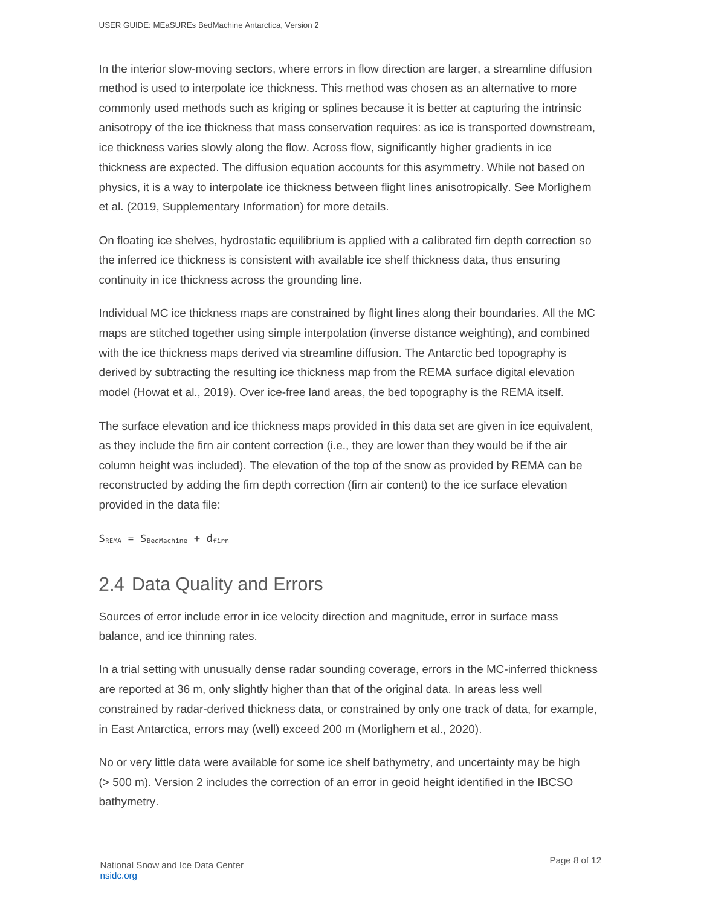In the interior slow-moving sectors, where errors in flow direction are larger, a streamline diffusion method is used to interpolate ice thickness. This method was chosen as an alternative to more commonly used methods such as kriging or splines because it is better at capturing the intrinsic anisotropy of the ice thickness that mass conservation requires: as ice is transported downstream, ice thickness varies slowly along the flow. Across flow, significantly higher gradients in ice thickness are expected. The diffusion equation accounts for this asymmetry. While not based on physics, it is a way to interpolate ice thickness between flight lines anisotropically. See Morlighem et al. (2019, Supplementary Information) for more details.

On floating ice shelves, hydrostatic equilibrium is applied with a calibrated firn depth correction so the inferred ice thickness is consistent with available ice shelf thickness data, thus ensuring continuity in ice thickness across the grounding line.

Individual MC ice thickness maps are constrained by flight lines along their boundaries. All the MC maps are stitched together using simple interpolation (inverse distance weighting), and combined with the ice thickness maps derived via streamline diffusion. The Antarctic bed topography is derived by subtracting the resulting ice thickness map from the REMA surface digital elevation model (Howat et al., 2019). Over ice-free land areas, the bed topography is the REMA itself.

The surface elevation and ice thickness maps provided in this data set are given in ice equivalent, as they include the firn air content correction (i.e., they are lower than they would be if the air column height was included). The elevation of the top of the snow as provided by REMA can be reconstructed by adding the firn depth correction (firn air content) to the ice surface elevation provided in the data file:

$$S_{REMA} = S_{BedMachine} + d_{firn}$$

## 2.4 Data Quality and Errors

Sources of error include error in ice velocity direction and magnitude, error in surface mass balance, and ice thinning rates.

In a trial setting with unusually dense radar sounding coverage, errors in the MC-inferred thickness are reported at 36 m, only slightly higher than that of the original data. In areas less well constrained by radar-derived thickness data, or constrained by only one track of data, for example, in East Antarctica, errors may (well) exceed 200 m (Morlighem et al., 2020).

No or very little data were available for some ice shelf bathymetry, and uncertainty may be high (> 500 m). Version 2 includes the correction of an error in geoid height identified in the IBCSO bathymetry.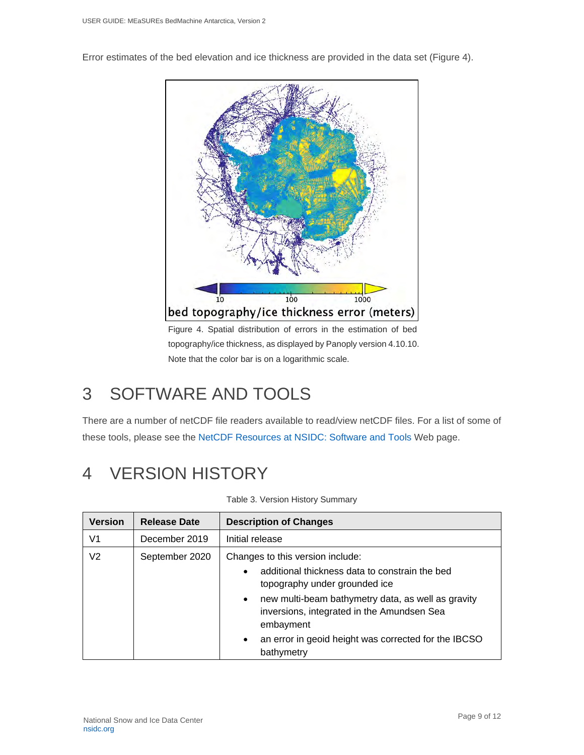Error estimates of the bed elevation and ice thickness are provided in the data set (Figure 4).

Figure 4. Spatial distribution of errors in the estimation of bed topography/ice thickness, as displayed by Panoply version 4.10.10. Note that the color bar is on a logarithmic scale.

# 3 SOFTWARE AND TOOLS

There are a number of netCDF file readers available to read/view netCDF files. For a list of some of these tools, please see the NetCDF Resources at NSIDC: Software and Tools Web page.

# 4 VERSION HISTORY

Table 3. Version History Summary

| Version | Release Date | Description of Changes |
|---|---|---|
| V1 | December 2019 | Initial release |
| V2 | September 2020 | Changes to this version include:<br>• additional thickness data to constrain the bed topography under grounded ice<br>• new multi-beam bathymetry data, as well as gravity inversions, integrated in the Amundsen Sea embayment<br>• an error in geoid height was corrected for the IBCSO bathymetry |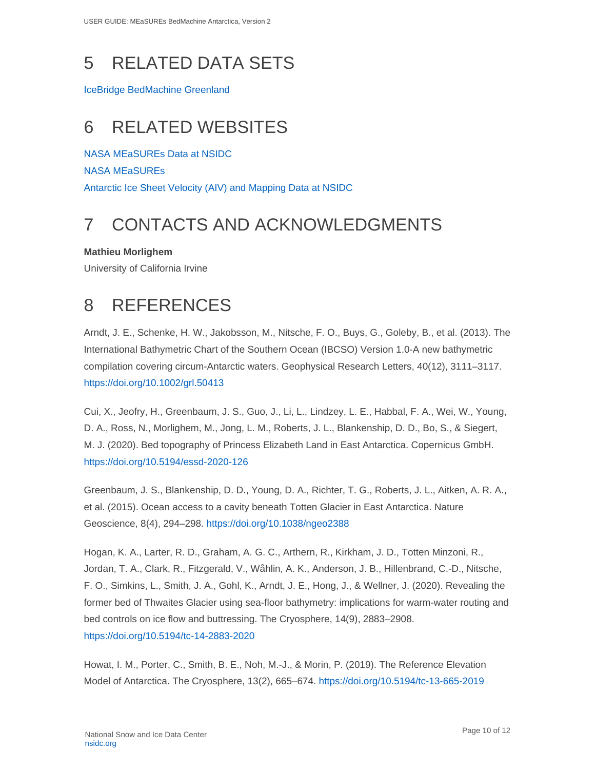# 5 RELATED DATA SETS

IceBridge BedMachine Greenland

# 6 RELATED WEBSITES

NASA MEaSUREs Data at NSIDC

NASA MEaSUREs

Antarctic Ice Sheet Velocity (AIV) and Mapping Data at NSIDC

# 7 CONTACTS AND ACKNOWLEDGMENTS

**Mathieu Morlighem**

University of California Irvine

# 8 REFERENCES

Arndt, J. E., Schenke, H. W., Jakobsson, M., Nitsche, F. O., Buys, G., Goleby, B., et al. (2013). The International Bathymetric Chart of the Southern Ocean (IBCSO) Version 1.0-A new bathymetric compilation covering circum-Antarctic waters. Geophysical Research Letters, 40(12), 3111–3117. https://doi.org/10.1002/grl.50413

Cui, X., Jeofry, H., Greenbaum, J. S., Guo, J., Li, L., Lindzey, L. E., Habbal, F. A., Wei, W., Young, D. A., Ross, N., Morlighem, M., Jong, L. M., Roberts, J. L., Blankenship, D. D., Bo, S., & Siegert, M. J. (2020). Bed topography of Princess Elizabeth Land in East Antarctica. Copernicus GmbH. https://doi.org/10.5194/essd-2020-126

Greenbaum, J. S., Blankenship, D. D., Young, D. A., Richter, T. G., Roberts, J. L., Aitken, A. R. A., et al. (2015). Ocean access to a cavity beneath Totten Glacier in East Antarctica. Nature Geoscience, 8(4), 294–298. https://doi.org/10.1038/ngeo2388

Hogan, K. A., Larter, R. D., Graham, A. G. C., Arthern, R., Kirkham, J. D., Totten Minzoni, R., Jordan, T. A., Clark, R., Fitzgerald, V., Wåhlin, A. K., Anderson, J. B., Hillenbrand, C.-D., Nitsche, F. O., Simkins, L., Smith, J. A., Gohl, K., Arndt, J. E., Hong, J., & Wellner, J. (2020). Revealing the former bed of Thwaites Glacier using sea-floor bathymetry: implications for warm-water routing and bed controls on ice flow and buttressing. The Cryosphere, 14(9), 2883–2908. https://doi.org/10.5194/tc-14-2883-2020

Howat, I. M., Porter, C., Smith, B. E., Noh, M.-J., & Morin, P. (2019). The Reference Elevation Model of Antarctica. The Cryosphere, 13(2), 665–674. https://doi.org/10.5194/tc-13-665-2019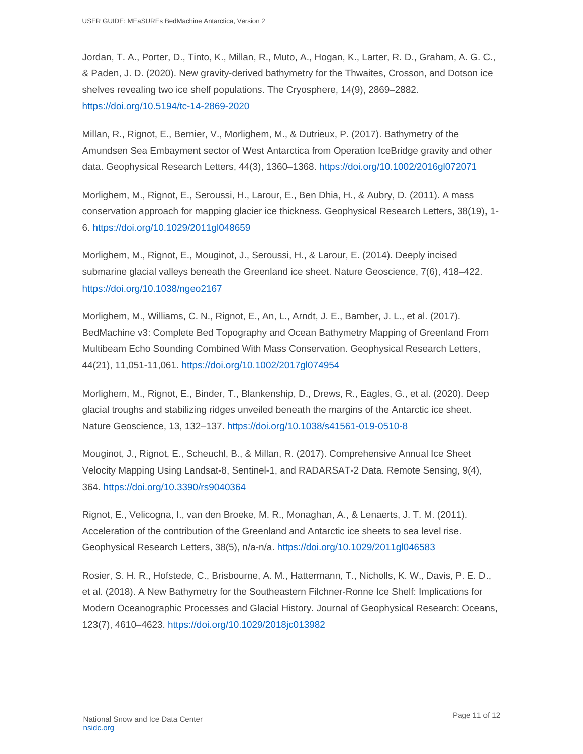Jordan, T. A., Porter, D., Tinto, K., Millan, R., Muto, A., Hogan, K., Larter, R. D., Graham, A. G. C., & Paden, J. D. (2020). New gravity-derived bathymetry for the Thwaites, Crosson, and Dotson ice shelves revealing two ice shelf populations. The Cryosphere, 14(9), 2869–2882. https://doi.org/10.5194/tc-14-2869-2020

Millan, R., Rignot, E., Bernier, V., Morlighem, M., & Dutrieux, P. (2017). Bathymetry of the Amundsen Sea Embayment sector of West Antarctica from Operation IceBridge gravity and other data. Geophysical Research Letters, 44(3), 1360–1368. https://doi.org/10.1002/2016gl072071

Morlighem, M., Rignot, E., Seroussi, H., Larour, E., Ben Dhia, H., & Aubry, D. (2011). A mass conservation approach for mapping glacier ice thickness. Geophysical Research Letters, 38(19), 1-6. https://doi.org/10.1029/2011gl048659

Morlighem, M., Rignot, E., Mouginot, J., Seroussi, H., & Larour, E. (2014). Deeply incised submarine glacial valleys beneath the Greenland ice sheet. Nature Geoscience, 7(6), 418–422. https://doi.org/10.1038/ngeo2167

Morlighem, M., Williams, C. N., Rignot, E., An, L., Arndt, J. E., Bamber, J. L., et al. (2017). BedMachine v3: Complete Bed Topography and Ocean Bathymetry Mapping of Greenland From Multibeam Echo Sounding Combined With Mass Conservation. Geophysical Research Letters, 44(21), 11,051-11,061. https://doi.org/10.1002/2017gl074954

Morlighem, M., Rignot, E., Binder, T., Blankenship, D., Drews, R., Eagles, G., et al. (2020). Deep glacial troughs and stabilizing ridges unveiled beneath the margins of the Antarctic ice sheet. Nature Geoscience, 13, 132–137. https://doi.org/10.1038/s41561-019-0510-8

Mouginot, J., Rignot, E., Scheuchl, B., & Millan, R. (2017). Comprehensive Annual Ice Sheet Velocity Mapping Using Landsat-8, Sentinel-1, and RADARSAT-2 Data. Remote Sensing, 9(4), 364. https://doi.org/10.3390/rs9040364

Rignot, E., Velicogna, I., van den Broeke, M. R., Monaghan, A., & Lenaerts, J. T. M. (2011). Acceleration of the contribution of the Greenland and Antarctic ice sheets to sea level rise. Geophysical Research Letters, 38(5), n/a-n/a. https://doi.org/10.1029/2011gl046583

Rosier, S. H. R., Hofstede, C., Brisbourne, A. M., Hattermann, T., Nicholls, K. W., Davis, P. E. D., et al. (2018). A New Bathymetry for the Southeastern Filchner-Ronne Ice Shelf: Implications for Modern Oceanographic Processes and Glacial History. Journal of Geophysical Research: Oceans, 123(7), 4610–4623. https://doi.org/10.1029/2018jc013982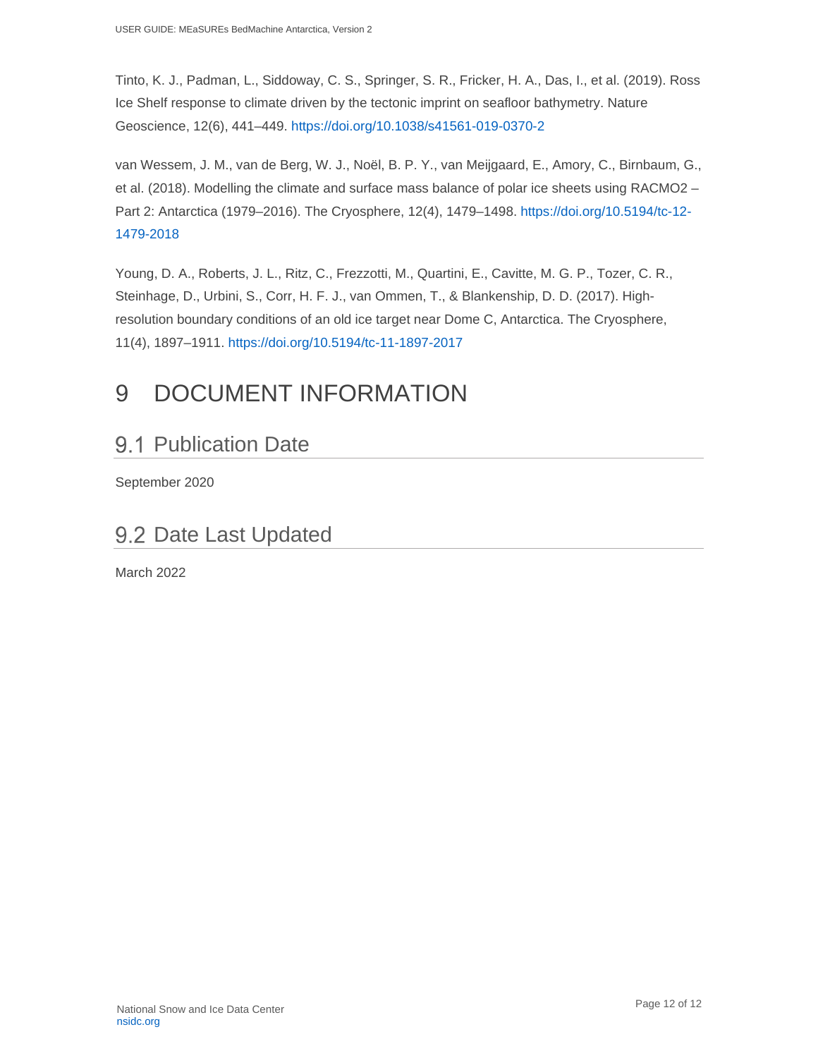Tinto, K. J., Padman, L., Siddoway, C. S., Springer, S. R., Fricker, H. A., Das, I., et al. (2019). Ross Ice Shelf response to climate driven by the tectonic imprint on seafloor bathymetry. Nature Geoscience, 12(6), 441–449. https://doi.org/10.1038/s41561-019-0370-2

van Wessem, J. M., van de Berg, W. J., Noël, B. P. Y., van Meijgaard, E., Amory, C., Birnbaum, G., et al. (2018). Modelling the climate and surface mass balance of polar ice sheets using RACMO2 – Part 2: Antarctica (1979–2016). The Cryosphere, 12(4), 1479–1498. https://doi.org/10.5194/tc-12-1479-2018

Young, D. A., Roberts, J. L., Ritz, C., Frezzotti, M., Quartini, E., Cavitte, M. G. P., Tozer, C. R., Steinhage, D., Urbini, S., Corr, H. F. J., van Ommen, T., & Blankenship, D. D. (2017). High-resolution boundary conditions of an old ice target near Dome C, Antarctica. The Cryosphere, 11(4), 1897–1911. https://doi.org/10.5194/tc-11-1897-2017

# 9 DOCUMENT INFORMATION

## 9.1 Publication Date

September 2020

## 9.2 Date Last Updated

March 2022